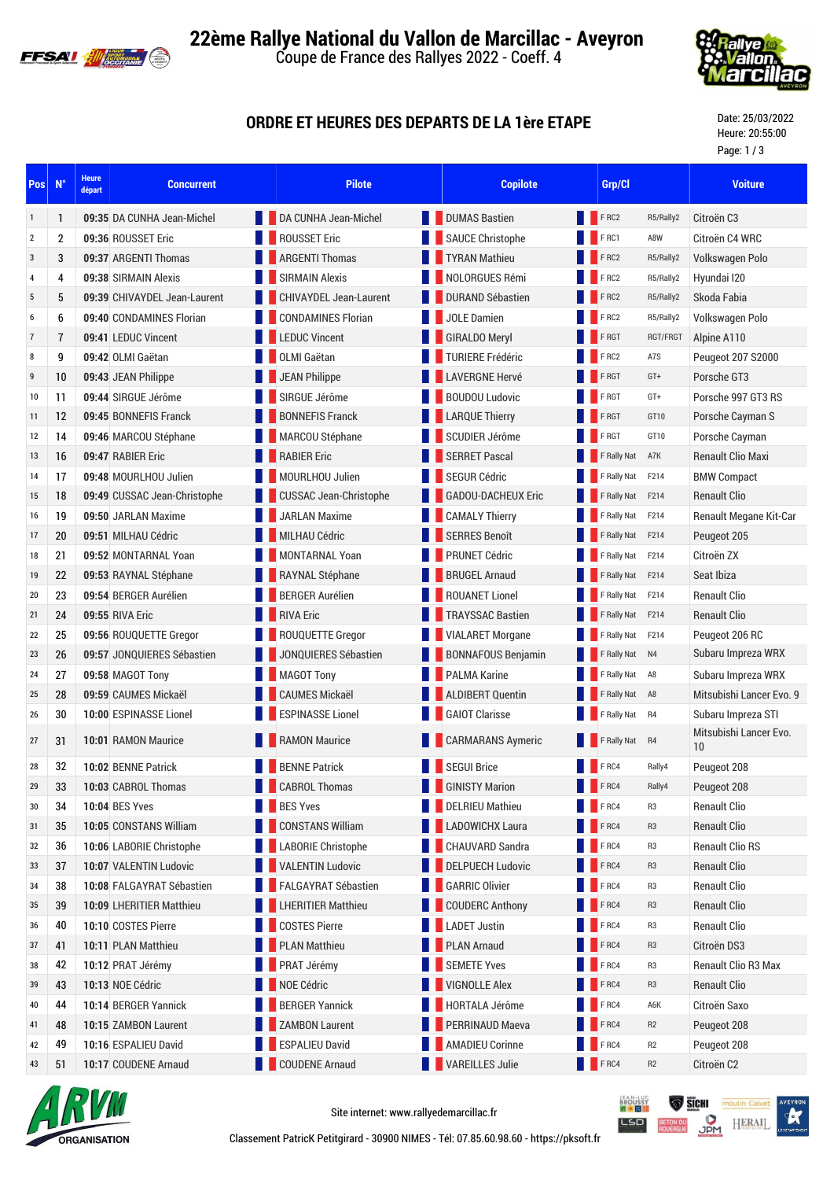# 22ème Rallye National du Vallon de Marcillac - Aveyron

Coupe de France des Rallyes 2022 - Coeff. 4

## ORDRE ET HEURES DES DEPARTS DE LA 1ère ETAPE

Date: 25/03/2022
Heure: 20:55:00

| Pos | N° | Heure départ | Concurrent | Pilote | Copilote | Grp/Cl | | Voiture |
|---|---|---|---|---|---|---|---|---|
| 1 | 1 | 09:35 | DA CUNHA Jean-Michel | DA CUNHA Jean-Michel | DUMAS Bastien | F RC2 | R5/Rally2 | Citroën C3 |
| 2 | 2 | 09:36 | ROUSSET Eric | ROUSSET Eric | SAUCE Christophe | F RC1 | A8W | Citroën C4 WRC |
| 3 | 3 | 09:37 | ARGENTI Thomas | ARGENTI Thomas | TYRAN Mathieu | F RC2 | R5/Rally2 | Volkswagen Polo |
| 4 | 4 | 09:38 | SIRMAIN Alexis | SIRMAIN Alexis | NOLORGUES Rémi | F RC2 | R5/Rally2 | Hyundai I20 |
| 5 | 5 | 09:39 | CHIVAYDEL Jean-Laurent | CHIVAYDEL Jean-Laurent | DURAND Sébastien | F RC2 | R5/Rally2 | Skoda Fabia |
| 6 | 6 | 09:40 | CONDAMINES Florian | CONDAMINES Florian | JOLE Damien | F RC2 | R5/Rally2 | Volkswagen Polo |
| 7 | 7 | 09:41 | LEDUC Vincent | LEDUC Vincent | GIRALDO Meryl | F RGT | RGT/FRGT | Alpine A110 |
| 8 | 9 | 09:42 | OLMI Gaëtan | OLMI Gaëtan | TURIERE Frédéric | F RC2 | A7S | Peugeot 207 S2000 |
| 9 | 10 | 09:43 | JEAN Philippe | JEAN Philippe | LAVERGNE Hervé | F RGT | GT+ | Porsche GT3 |
| 10 | 11 | 09:44 | SIRGUE Jérôme | SIRGUE Jérôme | BOUDOU Ludovic | F RGT | GT+ | Porsche 997 GT3 RS |
| 11 | 12 | 09:45 | BONNEFIS Franck | BONNEFIS Franck | LARQUE Thierry | F RGT | GT10 | Porsche Cayman S |
| 12 | 14 | 09:46 | MARCOU Stéphane | MARCOU Stéphane | SCUDIER Jérôme | F RGT | GT10 | Porsche Cayman |
| 13 | 16 | 09:47 | RABIER Eric | RABIER Eric | SERRET Pascal | F Rally Nat | A7K | Renault Clio Maxi |
| 14 | 17 | 09:48 | MOURLHOU Julien | MOURLHOU Julien | SEGUR Cédric | F Rally Nat | F214 | BMW Compact |
| 15 | 18 | 09:49 | CUSSAC Jean-Christophe | CUSSAC Jean-Christophe | GADOU-DACHEUX Eric | F Rally Nat | F214 | Renault Clio |
| 16 | 19 | 09:50 | JARLAN Maxime | JARLAN Maxime | CAMALY Thierry | F Rally Nat | F214 | Renault Megane Kit-Car |
| 17 | 20 | 09:51 | MILHAU Cédric | MILHAU Cédric | SERRES Benoît | F Rally Nat | F214 | Peugeot 205 |
| 18 | 21 | 09:52 | MONTARNAL Yoan | MONTARNAL Yoan | PRUNET Cédric | F Rally Nat | F214 | Citroën ZX |
| 19 | 22 | 09:53 | RAYNAL Stéphane | RAYNAL Stéphane | BRUGEL Arnaud | F Rally Nat | F214 | Seat Ibiza |
| 20 | 23 | 09:54 | BERGER Aurélien | BERGER Aurélien | ROUANET Lionel | F Rally Nat | F214 | Renault Clio |
| 21 | 24 | 09:55 | RIVA Eric | RIVA Eric | TRAYSSAC Bastien | F Rally Nat | F214 | Renault Clio |
| 22 | 25 | 09:56 | ROUQUETTE Gregor | ROUQUETTE Gregor | VIALARET Morgane | F Rally Nat | F214 | Peugeot 206 RC |
| 23 | 26 | 09:57 | JONQUIERES Sébastien | JONQUIERES Sébastien | BONNAFOUS Benjamin | F Rally Nat | N4 | Subaru Impreza WRX |
| 24 | 27 | 09:58 | MAGOT Tony | MAGOT Tony | PALMA Karine | F Rally Nat | A8 | Subaru Impreza WRX |
| 25 | 28 | 09:59 | CAUMES Mickaël | CAUMES Mickaël | ALDIBERT Quentin | F Rally Nat | A8 | Mitsubishi Lancer Evo. 9 |
| 26 | 30 | 10:00 | ESPINASSE Lionel | ESPINASSE Lionel | GAIOT Clarisse | F Rally Nat | R4 | Subaru Impreza STI |
| 27 | 31 | 10:01 | RAMON Maurice | RAMON Maurice | CARMARANS Aymeric | F Rally Nat | R4 | Mitsubishi Lancer Evo. 10 |
| 28 | 32 | 10:02 | BENNE Patrick | BENNE Patrick | SEGUI Brice | F RC4 | Rally4 | Peugeot 208 |
| 29 | 33 | 10:03 | CABROL Thomas | CABROL Thomas | GINISTY Marion | F RC4 | Rally4 | Peugeot 208 |
| 30 | 34 | 10:04 | BES Yves | BES Yves | DELRIEU Mathieu | F RC4 | R3 | Renault Clio |
| 31 | 35 | 10:05 | CONSTANS William | CONSTANS William | LADOWICHX Laura | F RC4 | R3 | Renault Clio |
| 32 | 36 | 10:06 | LABORIE Christophe | LABORIE Christophe | CHAUVARD Sandra | F RC4 | R3 | Renault Clio RS |
| 33 | 37 | 10:07 | VALENTIN Ludovic | VALENTIN Ludovic | DELPUECH Ludovic | F RC4 | R3 | Renault Clio |
| 34 | 38 | 10:08 | FALGAYRAT Sébastien | FALGAYRAT Sébastien | GARRIC Olivier | F RC4 | R3 | Renault Clio |
| 35 | 39 | 10:09 | LHERITIER Matthieu | LHERITIER Matthieu | COUDERC Anthony | F RC4 | R3 | Renault Clio |
| 36 | 40 | 10:10 | COSTES Pierre | COSTES Pierre | LADET Justin | F RC4 | R3 | Renault Clio |
| 37 | 41 | 10:11 | PLAN Matthieu | PLAN Matthieu | PLAN Arnaud | F RC4 | R3 | Citroën DS3 |
| 38 | 42 | 10:12 | PRAT Jérémy | PRAT Jérémy | SEMETE Yves | F RC4 | R3 | Renault Clio R3 Max |
| 39 | 43 | 10:13 | NOE Cédric | NOE Cédric | VIGNOLLE Alex | F RC4 | R3 | Renault Clio |
| 40 | 44 | 10:14 | BERGER Yannick | BERGER Yannick | HORTALA Jérôme | F RC4 | A6K | Citroën Saxo |
| 41 | 48 | 10:15 | ZAMBON Laurent | ZAMBON Laurent | PERRINAUD Maeva | F RC4 | R2 | Peugeot 208 |
| 42 | 49 | 10:16 | ESPALIEU David | ESPALIEU David | AMADIEU Corinne | F RC4 | R2 | Peugeot 208 |
| 43 | 51 | 10:17 | COUDENE Arnaud | COUDENE Arnaud | VAREILLES Julie | F RC4 | R2 | Citroën C2 |

Site internet: www.rallyedemarcillac.fr

Classement PatricK Petitgirard - 30900 NIMES - Tél: 07.85.60.98.60 - https://pksoft.fr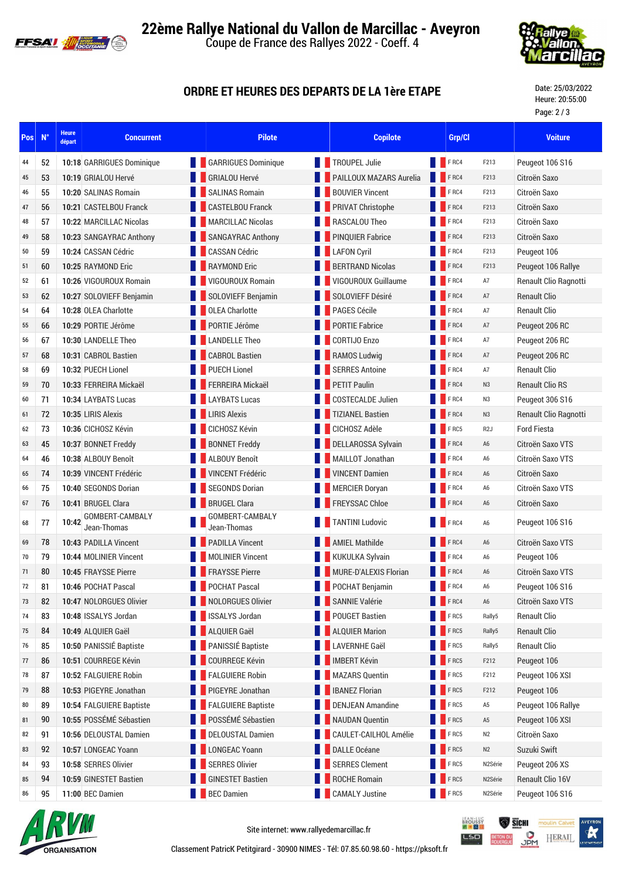# 22ème Rallye National du Vallon de Marcillac - Aveyron

Coupe de France des Rallyes 2022 - Coeff. 4

## ORDRE ET HEURES DES DEPARTS DE LA 1ère ETAPE

Date: 25/03/2022
Heure: 20:55:00
Page: 2 / 3

| Pos | N° | Heure départ | Concurrent | Pilote | Copilote | Grp/Cl | | Voiture |
|---|---|---|---|---|---|---|---|---|
| 44 | 52 | 10:18 | GARRIGUES Dominique | GARRIGUES Dominique | TROUPEL Julie | F RC4 | F213 | Peugeot 106 S16 |
| 45 | 53 | 10:19 | GRIALOU Hervé | GRIALOU Hervé | PAILLOUX MAZARS Aurelia | F RC4 | F213 | Citroën Saxo |
| 46 | 55 | 10:20 | SALINAS Romain | SALINAS Romain | BOUVIER Vincent | F RC4 | F213 | Citroën Saxo |
| 47 | 56 | 10:21 | CASTELBOU Franck | CASTELBOU Franck | PRIVAT Christophe | F RC4 | F213 | Citroën Saxo |
| 48 | 57 | 10:22 | MARCILLAC Nicolas | MARCILLAC Nicolas | RASCALOU Theo | F RC4 | F213 | Citroën Saxo |
| 49 | 58 | 10:23 | SANGAYRAC Anthony | SANGAYRAC Anthony | PINQUIER Fabrice | F RC4 | F213 | Citroën Saxo |
| 50 | 59 | 10:24 | CASSAN Cédric | CASSAN Cédric | LAFON Cyril | F RC4 | F213 | Peugeot 106 |
| 51 | 60 | 10:25 | RAYMOND Eric | RAYMOND Eric | BERTRAND Nicolas | F RC4 | F213 | Peugeot 106 Rallye |
| 52 | 61 | 10:26 | VIGOUROUX Romain | VIGOUROUX Romain | VIGOUROUX Guillaume | F RC4 | A7 | Renault Clio Ragnotti |
| 53 | 62 | 10:27 | SOLOVIEFF Benjamin | SOLOVIEFF Benjamin | SOLOVIEFF Désiré | F RC4 | A7 | Renault Clio |
| 54 | 64 | 10:28 | OLEA Charlotte | OLEA Charlotte | PAGES Cécile | F RC4 | A7 | Renault Clio |
| 55 | 66 | 10:29 | PORTIE Jérôme | PORTIE Jérôme | PORTIE Fabrice | F RC4 | A7 | Peugeot 206 RC |
| 56 | 67 | 10:30 | LANDELLE Theo | LANDELLE Theo | CORTIJO Enzo | F RC4 | A7 | Peugeot 206 RC |
| 57 | 68 | 10:31 | CABROL Bastien | CABROL Bastien | RAMOS Ludwig | F RC4 | A7 | Peugeot 206 RC |
| 58 | 69 | 10:32 | PUECH Lionel | PUECH Lionel | SERRES Antoine | F RC4 | A7 | Renault Clio |
| 59 | 70 | 10:33 | FERREIRA Mickaël | FERREIRA Mickaël | PETIT Paulin | F RC4 | N3 | Renault Clio RS |
| 60 | 71 | 10:34 | LAYBATS Lucas | LAYBATS Lucas | COSTECALDE Julien | F RC4 | N3 | Peugeot 306 S16 |
| 61 | 72 | 10:35 | LIRIS Alexis | LIRIS Alexis | TIZIANEL Bastien | F RC4 | N3 | Renault Clio Ragnotti |
| 62 | 73 | 10:36 | CICHOSZ Kévin | CICHOSZ Kévin | CICHOSZ Adèle | F RC5 | R2J | Ford Fiesta |
| 63 | 45 | 10:37 | BONNET Freddy | BONNET Freddy | DELLAROSSA Sylvain | F RC4 | A6 | Citroën Saxo VTS |
| 64 | 46 | 10:38 | ALBOUY Benoît | ALBOUY Benoît | MAILLOT Jonathan | F RC4 | A6 | Citroën Saxo VTS |
| 65 | 74 | 10:39 | VINCENT Frédéric | VINCENT Frédéric | VINCENT Damien | F RC4 | A6 | Citroën Saxo |
| 66 | 75 | 10:40 | SEGONDS Dorian | SEGONDS Dorian | MERCIER Doryan | F RC4 | A6 | Citroën Saxo VTS |
| 67 | 76 | 10:41 | BRUGEL Clara | BRUGEL Clara | FREYSSAC Chloe | F RC4 | A6 | Citroën Saxo |
| 68 | 77 | 10:42 | GOMBERT-CAMBALY Jean-Thomas | GOMBERT-CAMBALY Jean-Thomas | TANTINI Ludovic | F RC4 | A6 | Peugeot 106 S16 |
| 69 | 78 | 10:43 | PADILLA Vincent | PADILLA Vincent | AMIEL Mathilde | F RC4 | A6 | Citroën Saxo VTS |
| 70 | 79 | 10:44 | MOLINIER Vincent | MOLINIER Vincent | KUKULKA Sylvain | F RC4 | A6 | Peugeot 106 |
| 71 | 80 | 10:45 | FRAYSSE Pierre | FRAYSSE Pierre | MURE-D'ALEXIS Florian | F RC4 | A6 | Citroën Saxo VTS |
| 72 | 81 | 10:46 | POCHAT Pascal | POCHAT Pascal | POCHAT Benjamin | F RC4 | A6 | Peugeot 106 S16 |
| 73 | 82 | 10:47 | NOLORGUES Olivier | NOLORGUES Olivier | SANNIE Valérie | F RC4 | A6 | Citroën Saxo VTS |
| 74 | 83 | 10:48 | ISSALYS Jordan | ISSALYS Jordan | POUGET Bastien | F RC5 | Rally5 | Renault Clio |
| 75 | 84 | 10:49 | ALQUIER Gaël | ALQUIER Gaël | ALQUIER Marion | F RC5 | Rally5 | Renault Clio |
| 76 | 85 | 10:50 | PANISSIÉ Baptiste | PANISSIÉ Baptiste | LAVERNHE Gaël | F RC5 | Rally5 | Renault Clio |
| 77 | 86 | 10:51 | COURREGE Kévin | COURREGE Kévin | IMBERT Kévin | F RC5 | F212 | Peugeot 106 |
| 78 | 87 | 10:52 | FALGUIERE Robin | FALGUIERE Robin | MAZARS Quentin | F RC5 | F212 | Peugeot 106 XSI |
| 79 | 88 | 10:53 | PIGEYRE Jonathan | PIGEYRE Jonathan | IBANEZ Florian | F RC5 | F212 | Peugeot 106 |
| 80 | 89 | 10:54 | FALGUIERE Baptiste | FALGUIERE Baptiste | DENJEAN Amandine | F RC5 | A5 | Peugeot 106 Rallye |
| 81 | 90 | 10:55 | POSSÉMÉ Sébastien | POSSÉMÉ Sébastien | NAUDAN Quentin | F RC5 | A5 | Peugeot 106 XSI |
| 82 | 91 | 10:56 | DELOUSTAL Damien | DELOUSTAL Damien | CAULET-CAILHOL Amélie | F RC5 | N2 | Citroën Saxo |
| 83 | 92 | 10:57 | LONGEAC Yoann | LONGEAC Yoann | DALLE Océane | F RC5 | N2 | Suzuki Swift |
| 84 | 93 | 10:58 | SERRES Olivier | SERRES Olivier | SERRES Clement | F RC5 | N2Série | Peugeot 206 XS |
| 85 | 94 | 10:59 | GINESTET Bastien | GINESTET Bastien | ROCHE Romain | F RC5 | N2Série | Renault Clio 16V |
| 86 | 95 | 11:00 | BEC Damien | BEC Damien | CAMALY Justine | F RC5 | N2Série | Peugeot 106 S16 |

Site internet: www.rallyedemarcillac.fr

Classement PatricK Petitgirard - 30900 NIMES - Tél: 07.85.60.98.60 - https://pksoft.fr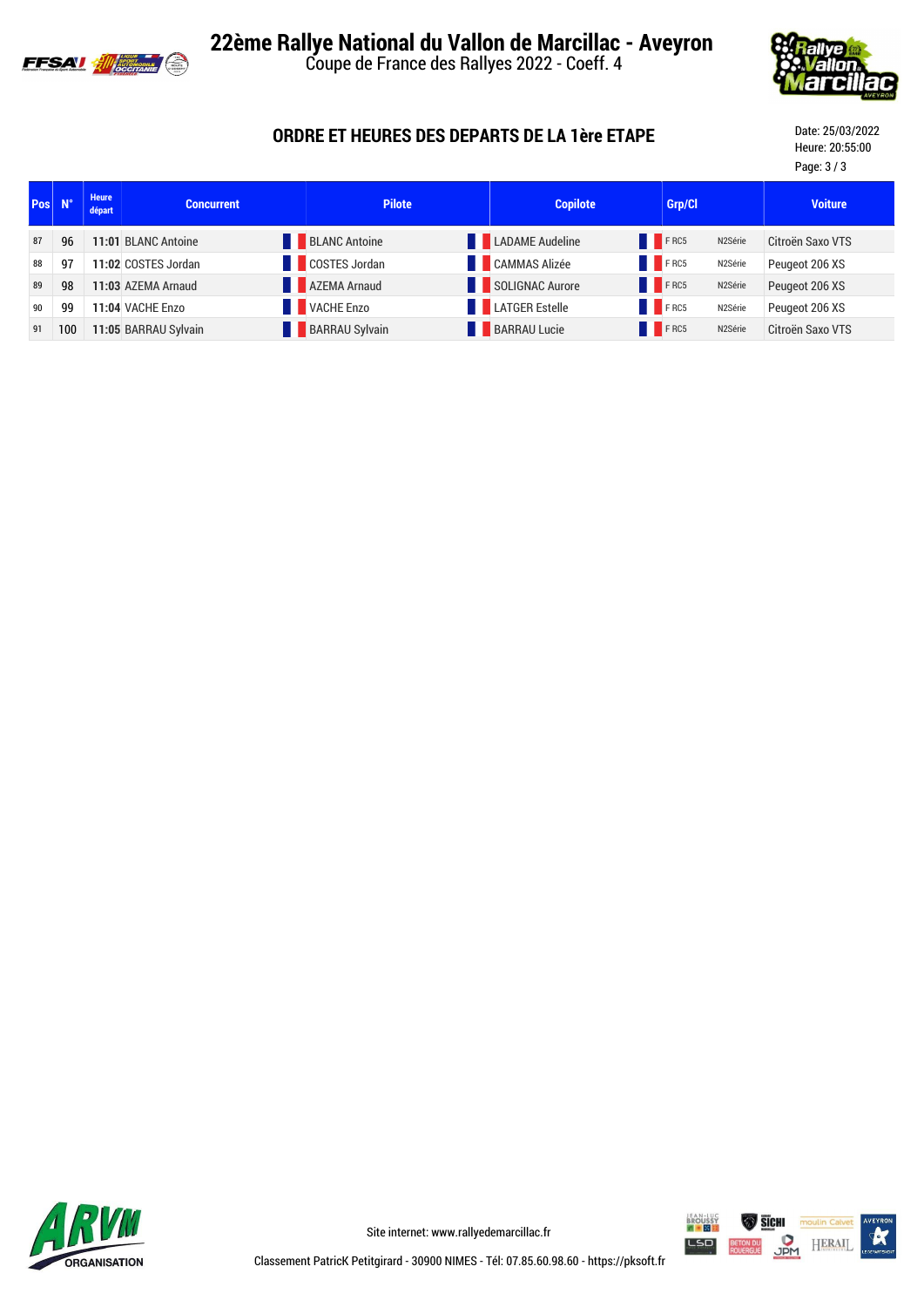# 22ème Rallye National du Vallon de Marcillac - Aveyron

Coupe de France des Rallyes 2022 - Coeff. 4

## ORDRE ET HEURES DES DEPARTS DE LA 1ère ETAPE

Date: 25/03/2022
Heure: 20:55:00

| Pos | N° | Heure départ | Concurrent | Pilote | Copilote | Grp/Cl | | Voiture |
|---|---|---|---|---|---|---|---|---|
| 87 | 96 | 11:01 | BLANC Antoine | BLANC Antoine | LADAME Audeline | F RC5 | N2Série | Citroën Saxo VTS |
| 88 | 97 | 11:02 | COSTES Jordan | COSTES Jordan | CAMMAS Alizée | F RC5 | N2Série | Peugeot 206 XS |
| 89 | 98 | 11:03 | AZEMA Arnaud | AZEMA Arnaud | SOLIGNAC Aurore | F RC5 | N2Série | Peugeot 206 XS |
| 90 | 99 | 11:04 | VACHE Enzo | VACHE Enzo | LATGER Estelle | F RC5 | N2Série | Peugeot 206 XS |
| 91 | 100 | 11:05 | BARRAU Sylvain | BARRAU Sylvain | BARRAU Lucie | F RC5 | N2Série | Citroën Saxo VTS |

Site internet: www.rallyedemarcillac.fr

Classement PatricK Petitgirard - 30900 NIMES - Tél: 07.85.60.98.60 - https://pksoft.fr